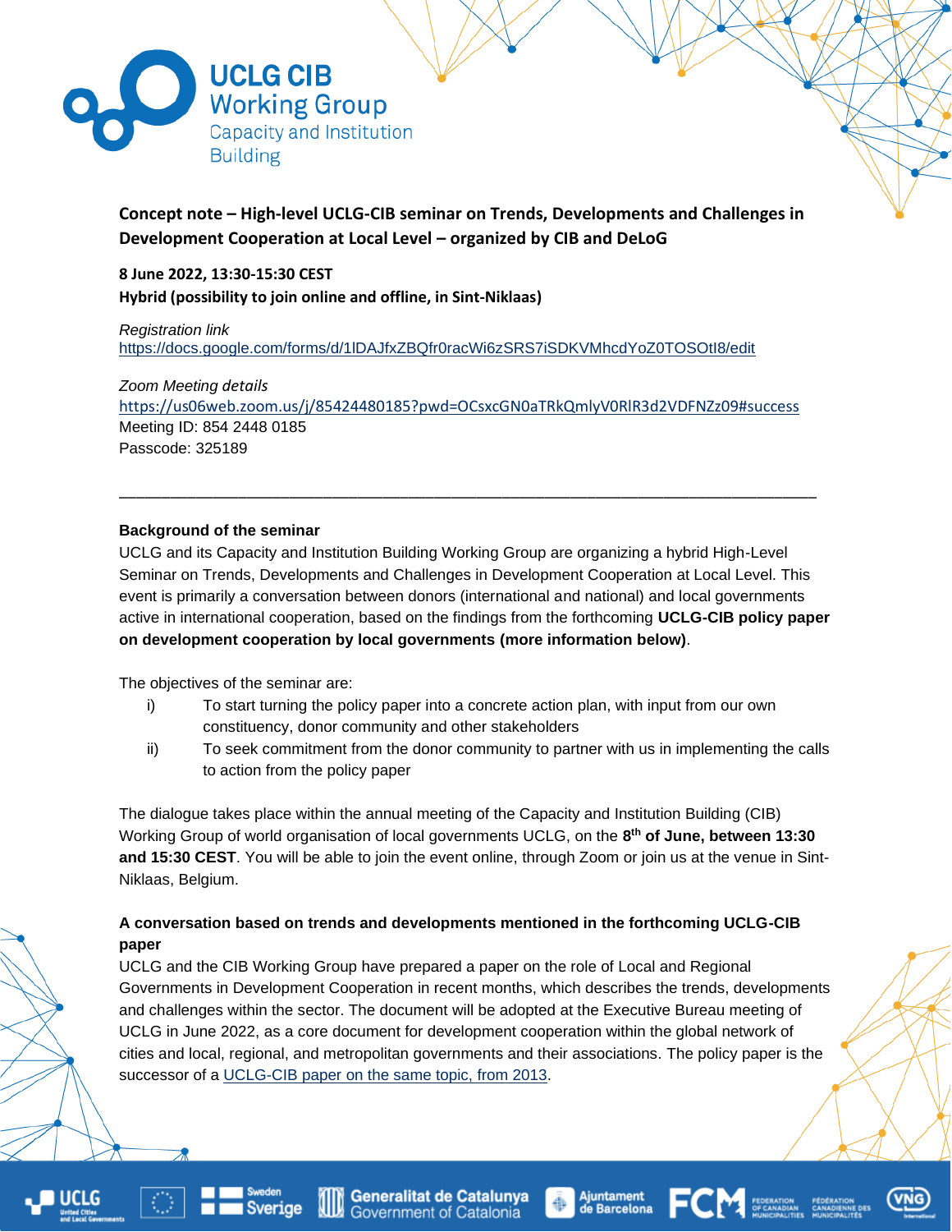UCLG CIB Working Group
Capacity and Institution Building

**Concept note – High-level UCLG-CIB seminar on Trends, Developments and Challenges in Development Cooperation at Local Level – organized by CIB and DeLoG**

**8 June 2022, 13:30-15:30 CEST**
**Hybrid (possibility to join online and offline, in Sint-Niklaas)**

*Registration link*
https://docs.google.com/forms/d/1lDAJfxZBQfr0racWi6zSRS7iSDKVMhcdYoZ0TOSOtI8/edit

*Zoom Meeting details*
https://us06web.zoom.us/j/85424480185?pwd=OCsxcGN0aTRkQmlyV0RlR3d2VDFNZz09#success
Meeting ID: 854 2448 0185
Passcode: 325189

---

**Background of the seminar**

UCLG and its Capacity and Institution Building Working Group are organizing a hybrid High-Level Seminar on Trends, Developments and Challenges in Development Cooperation at Local Level. This event is primarily a conversation between donors (international and national) and local governments active in international cooperation, based on the findings from the forthcoming **UCLG-CIB policy paper on development cooperation by local governments (more information below)**.

The objectives of the seminar are:

i) To start turning the policy paper into a concrete action plan, with input from our own constituency, donor community and other stakeholders
ii) To seek commitment from the donor community to partner with us in implementing the calls to action from the policy paper

The dialogue takes place within the annual meeting of the Capacity and Institution Building (CIB) Working Group of world organisation of local governments UCLG, on the **8th of June, between 13:30 and 15:30 CEST**. You will be able to join the event online, through Zoom or join us at the venue in Sint-Niklaas, Belgium.

**A conversation based on trends and developments mentioned in the forthcoming UCLG-CIB paper**

UCLG and the CIB Working Group have prepared a paper on the role of Local and Regional Governments in Development Cooperation in recent months, which describes the trends, developments and challenges within the sector. The document will be adopted at the Executive Bureau meeting of UCLG in June 2022, as a core document for development cooperation within the global network of cities and local, regional, and metropolitan governments and their associations. The policy paper is the successor of a UCLG-CIB paper on the same topic, from 2013.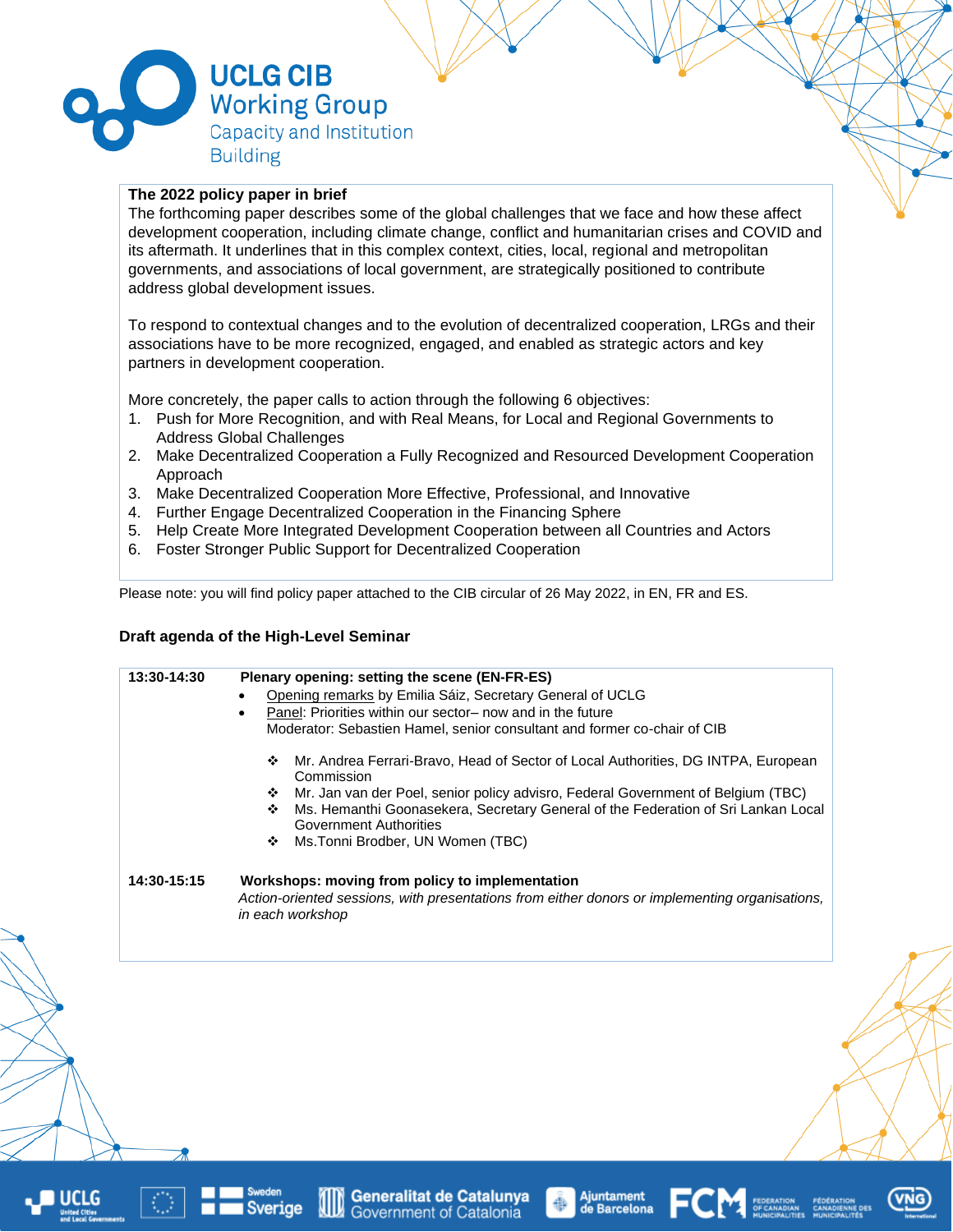**The 2022 policy paper in brief**

The forthcoming paper describes some of the global challenges that we face and how these affect development cooperation, including climate change, conflict and humanitarian crises and COVID and its aftermath. It underlines that in this complex context, cities, local, regional and metropolitan governments, and associations of local government, are strategically positioned to contribute address global development issues.

To respond to contextual changes and to the evolution of decentralized cooperation, LRGs and their associations have to be more recognized, engaged, and enabled as strategic actors and key partners in development cooperation.

More concretely, the paper calls to action through the following 6 objectives:

1. Push for More Recognition, and with Real Means, for Local and Regional Governments to Address Global Challenges
2. Make Decentralized Cooperation a Fully Recognized and Resourced Development Cooperation Approach
3. Make Decentralized Cooperation More Effective, Professional, and Innovative
4. Further Engage Decentralized Cooperation in the Financing Sphere
5. Help Create More Integrated Development Cooperation between all Countries and Actors
6. Foster Stronger Public Support for Decentralized Cooperation

Please note: you will find policy paper attached to the CIB circular of 26 May 2022, in EN, FR and ES.

**Draft agenda of the High-Level Seminar**

**13:30-14:30** **Plenary opening: setting the scene (EN-FR-ES)**

- Opening remarks by Emilia Sáiz, Secretary General of UCLG
- Panel: Priorities within our sector– now and in the future
  Moderator: Sebastien Hamel, senior consultant and former co-chair of CIB
  - Mr. Andrea Ferrari-Bravo, Head of Sector of Local Authorities, DG INTPA, European Commission
  - Mr. Jan van der Poel, senior policy advisro, Federal Government of Belgium (TBC)
  - Ms. Hemanthi Goonasekera, Secretary General of the Federation of Sri Lankan Local Government Authorities
  - Ms.Tonni Brodber, UN Women (TBC)

**14:30-15:15** **Workshops: moving from policy to implementation**

*Action-oriented sessions, with presentations from either donors or implementing organisations, in each workshop*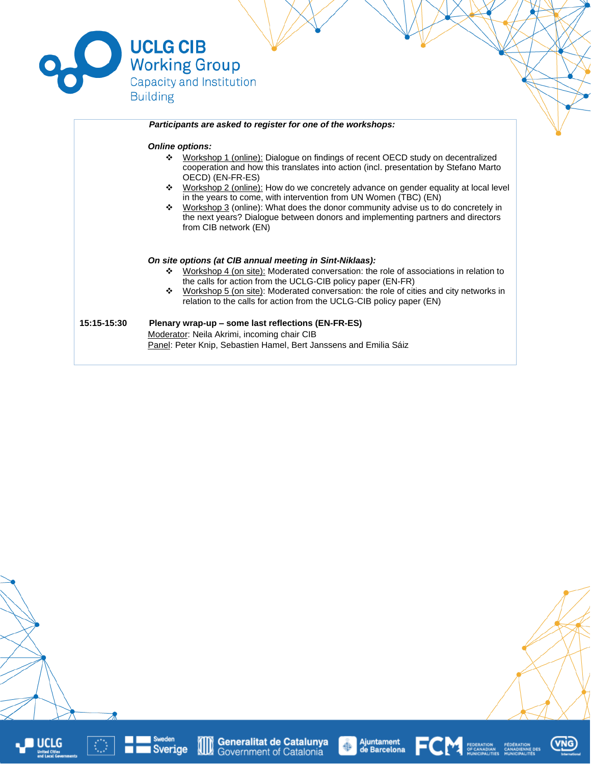***Participants are asked to register for one of the workshops:***

***Online options:***

- Workshop 1 (online): Dialogue on findings of recent OECD study on decentralized cooperation and how this translates into action (incl. presentation by Stefano Marto OECD) (EN-FR-ES)
- Workshop 2 (online): How do we concretely advance on gender equality at local level in the years to come, with intervention from UN Women (TBC) (EN)
- Workshop 3 (online): What does the donor community advise us to do concretely in the next years? Dialogue between donors and implementing partners and directors from CIB network (EN)

***On site options (at CIB annual meeting in Sint-Niklaas):***

- Workshop 4 (on site): Moderated conversation: the role of associations in relation to the calls for action from the UCLG-CIB policy paper (EN-FR)
- Workshop 5 (on site): Moderated conversation: the role of cities and city networks in relation to the calls for action from the UCLG-CIB policy paper (EN)

**15:15-15:30** **Plenary wrap-up – some last reflections (EN-FR-ES)**

Moderator: Neila Akrimi, incoming chair CIB

Panel: Peter Knip, Sebastien Hamel, Bert Janssens and Emilia Sáiz